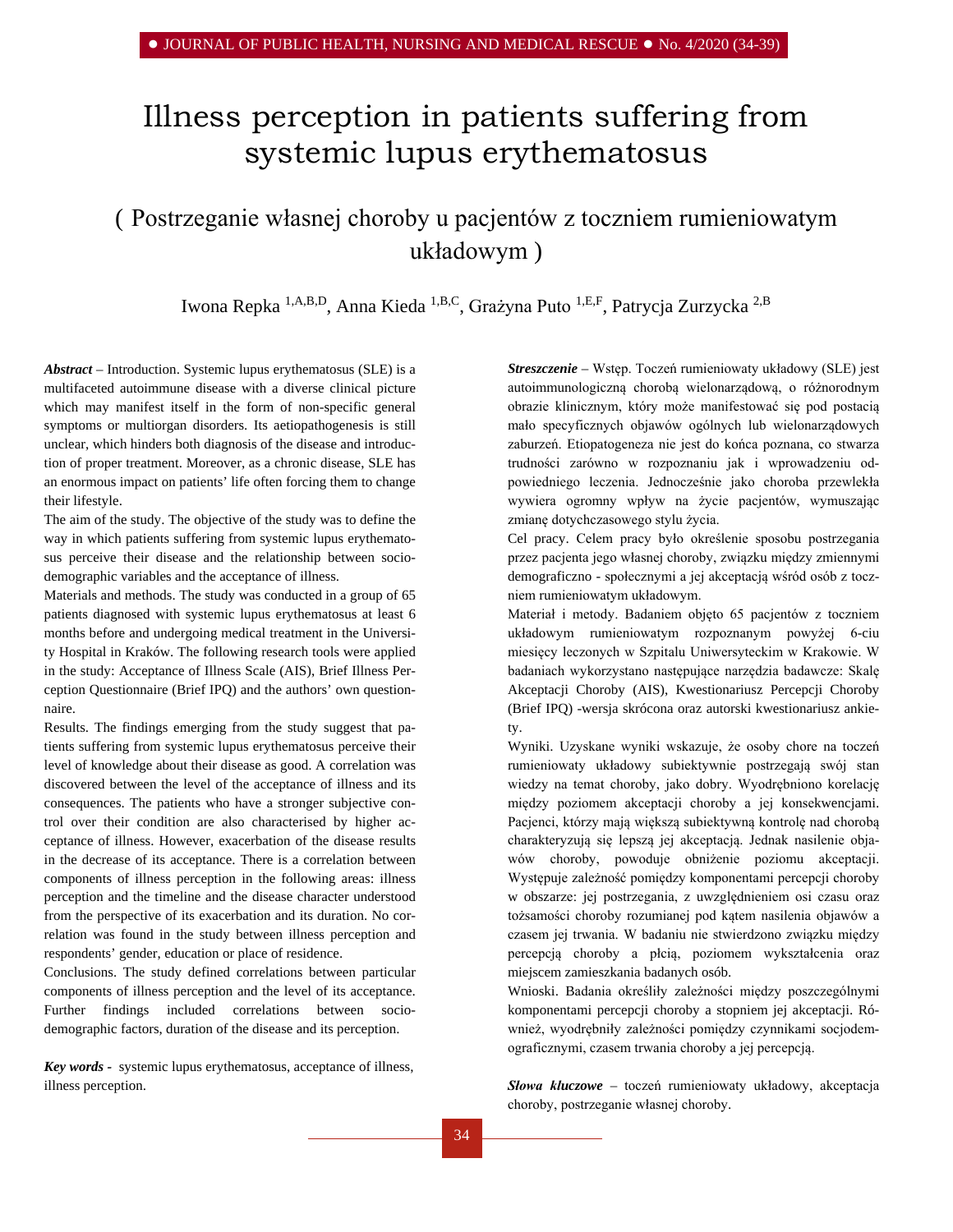# Illness perception in patients suffering from systemic lupus erythematosus

## ( Postrzeganie własnej choroby u pacjentów z toczniem rumieniowatym układowym )

Iwona Repka [1,A,B,D], Anna Kieda [1,B,C], Grażyna Puto [1,E,F], Patrycja Zurzycka [2,B]

***Abstract*** – Introduction. Systemic lupus erythematosus (SLE) is a multifaceted autoimmune disease with a diverse clinical picture which may manifest itself in the form of non-specific general symptoms or multiorgan disorders. Its aetiopathogenesis is still unclear, which hinders both diagnosis of the disease and introduction of proper treatment. Moreover, as a chronic disease, SLE has an enormous impact on patients' life often forcing them to change their lifestyle.

The aim of the study. The objective of the study was to define the way in which patients suffering from systemic lupus erythematosus perceive their disease and the relationship between socio-demographic variables and the acceptance of illness.

Materials and methods. The study was conducted in a group of 65 patients diagnosed with systemic lupus erythematosus at least 6 months before and undergoing medical treatment in the University Hospital in Kraków. The following research tools were applied in the study: Acceptance of Illness Scale (AIS), Brief Illness Perception Questionnaire (Brief IPQ) and the authors' own questionnaire.

Results. The findings emerging from the study suggest that patients suffering from systemic lupus erythematosus perceive their level of knowledge about their disease as good. A correlation was discovered between the level of the acceptance of illness and its consequences. The patients who have a stronger subjective control over their condition are also characterised by higher acceptance of illness. However, exacerbation of the disease results in the decrease of its acceptance. There is a correlation between components of illness perception in the following areas: illness perception and the timeline and the disease character understood from the perspective of its exacerbation and its duration. No correlation was found in the study between illness perception and respondents' gender, education or place of residence.

Conclusions. The study defined correlations between particular components of illness perception and the level of its acceptance. Further findings included correlations between socio-demographic factors, duration of the disease and its perception.

***Key words*** - systemic lupus erythematosus, acceptance of illness, illness perception.

***Streszczenie*** – Wstęp. Toczeń rumieniowaty układowy (SLE) jest autoimmunologiczną chorobą wielonarządową, o różnorodnym obrazie klinicznym, który może manifestować się pod postacią mało specyficznych objawów ogólnych lub wielonarządowych zaburzeń. Etiopatogeneza nie jest do końca poznana, co stwarza trudności zarówno w rozpoznaniu jak i wprowadzeniu odpowiedniego leczenia. Jednocześnie jako choroba przewlekła wywiera ogromny wpływ na życie pacjentów, wymuszając zmianę dotychczasowego stylu życia.

Cel pracy. Celem pracy było określenie sposobu postrzegania przez pacjenta jego własnej choroby, związku między zmiennymi demograficzno - społecznymi a jej akceptacją wśród osób z toczniem rumieniowatym układowym.

Materiał i metody. Badaniem objęto 65 pacjentów z toczniem układowym rumieniowatym rozpoznanym powyżej 6-ciu miesięcy leczonych w Szpitalu Uniwersyteckim w Krakowie. W badaniach wykorzystano następujące narzędzia badawcze: Skalę Akceptacji Choroby (AIS), Kwestionariusz Percepcji Choroby (Brief IPQ) -wersja skrócona oraz autorski kwestionariusz ankiety.

Wyniki. Uzyskane wyniki wskazuje, że osoby chore na toczeń rumieniowaty układowy subiektywnie postrzegają swój stan wiedzy na temat choroby, jako dobry. Wyodrębniono korelację między poziomem akceptacji choroby a jej konsekwencjami. Pacjenci, którzy mają większą subiektywną kontrolę nad chorobą charakteryzują się lepszą jej akceptacją. Jednak nasilenie objawów choroby, powoduje obniżenie poziomu akceptacji. Występuje zależność pomiędzy komponentami percepcji choroby w obszarze: jej postrzegania, z uwzględnieniem osi czasu oraz tożsamości choroby rozumianej pod kątem nasilenia objawów a czasem jej trwania. W badaniu nie stwierdzono związku między percepcją choroby a płcią, poziomem wykształcenia oraz miejscem zamieszkania badanych osób.

Wnioski. Badania określiły zależności między poszczególnymi komponentami percepcji choroby a stopniem jej akceptacji. Również, wyodrębniły zależności pomiędzy czynnikami socjodemograficznymi, czasem trwania choroby a jej percepcją.

***Słowa kluczowe*** – toczeń rumieniowaty układowy, akceptacja choroby, postrzeganie własnej choroby.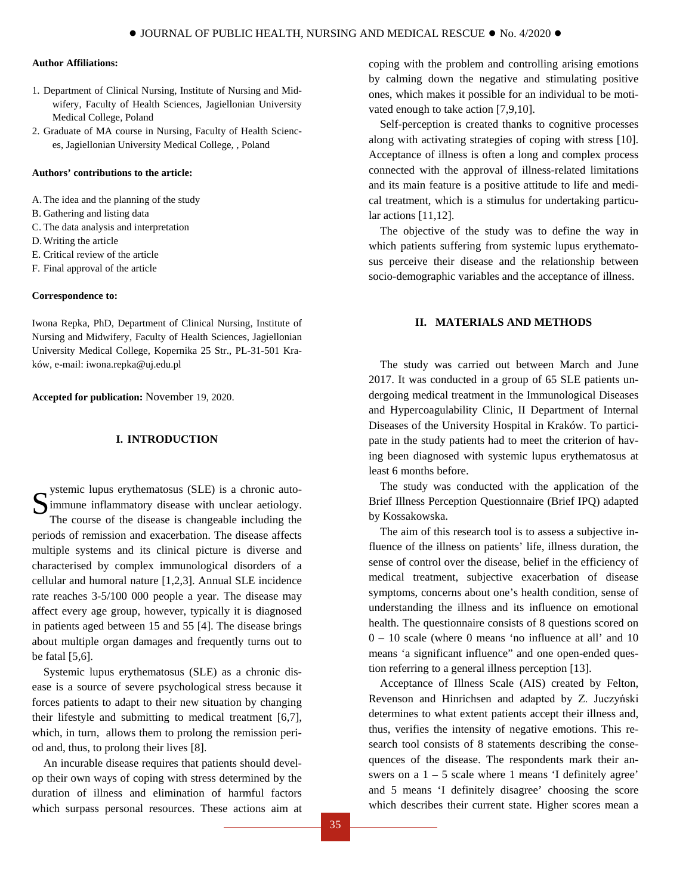**Author Affiliations:**

1. Department of Clinical Nursing, Institute of Nursing and Midwifery, Faculty of Health Sciences, Jagiellonian University Medical College, Poland
2. Graduate of MA course in Nursing, Faculty of Health Sciences, Jagiellonian University Medical College, , Poland

**Authors' contributions to the article:**

A. The idea and the planning of the study
B. Gathering and listing data
C. The data analysis and interpretation
D. Writing the article
E. Critical review of the article
F. Final approval of the article

**Correspondence to:**

Iwona Repka, PhD, Department of Clinical Nursing, Institute of Nursing and Midwifery, Faculty of Health Sciences, Jagiellonian University Medical College, Kopernika 25 Str., PL-31-501 Kraków, e-mail: iwona.repka@uj.edu.pl

**Accepted for publication:** November 19, 2020.

## I. INTRODUCTION

Systemic lupus erythematosus (SLE) is a chronic autoimmune inflammatory disease with unclear aetiology. The course of the disease is changeable including the periods of remission and exacerbation. The disease affects multiple systems and its clinical picture is diverse and characterised by complex immunological disorders of a cellular and humoral nature [1,2,3]. Annual SLE incidence rate reaches 3-5/100 000 people a year. The disease may affect every age group, however, typically it is diagnosed in patients aged between 15 and 55 [4]. The disease brings about multiple organ damages and frequently turns out to be fatal [5,6].

Systemic lupus erythematosus (SLE) as a chronic disease is a source of severe psychological stress because it forces patients to adapt to their new situation by changing their lifestyle and submitting to medical treatment [6,7], which, in turn, allows them to prolong the remission period and, thus, to prolong their lives [8].

An incurable disease requires that patients should develop their own ways of coping with stress determined by the duration of illness and elimination of harmful factors which surpass personal resources. These actions aim at coping with the problem and controlling arising emotions by calming down the negative and stimulating positive ones, which makes it possible for an individual to be motivated enough to take action [7,9,10].

Self-perception is created thanks to cognitive processes along with activating strategies of coping with stress [10]. Acceptance of illness is often a long and complex process connected with the approval of illness-related limitations and its main feature is a positive attitude to life and medical treatment, which is a stimulus for undertaking particular actions [11,12].

The objective of the study was to define the way in which patients suffering from systemic lupus erythematosus perceive their disease and the relationship between socio-demographic variables and the acceptance of illness.

## II. MATERIALS AND METHODS

The study was carried out between March and June 2017. It was conducted in a group of 65 SLE patients undergoing medical treatment in the Immunological Diseases and Hypercoagulability Clinic, II Department of Internal Diseases of the University Hospital in Kraków. To participate in the study patients had to meet the criterion of having been diagnosed with systemic lupus erythematosus at least 6 months before.

The study was conducted with the application of the Brief Illness Perception Questionnaire (Brief IPQ) adapted by Kossakowska.

The aim of this research tool is to assess a subjective influence of the illness on patients' life, illness duration, the sense of control over the disease, belief in the efficiency of medical treatment, subjective exacerbation of disease symptoms, concerns about one's health condition, sense of understanding the illness and its influence on emotional health. The questionnaire consists of 8 questions scored on 0 – 10 scale (where 0 means 'no influence at all' and 10 means 'a significant influence" and one open-ended question referring to a general illness perception [13].

Acceptance of Illness Scale (AIS) created by Felton, Revenson and Hinrichsen and adapted by Z. Juczyński determines to what extent patients accept their illness and, thus, verifies the intensity of negative emotions. This research tool consists of 8 statements describing the consequences of the disease. The respondents mark their answers on a 1 – 5 scale where 1 means 'I definitely agree' and 5 means 'I definitely disagree' choosing the score which describes their current state. Higher scores mean a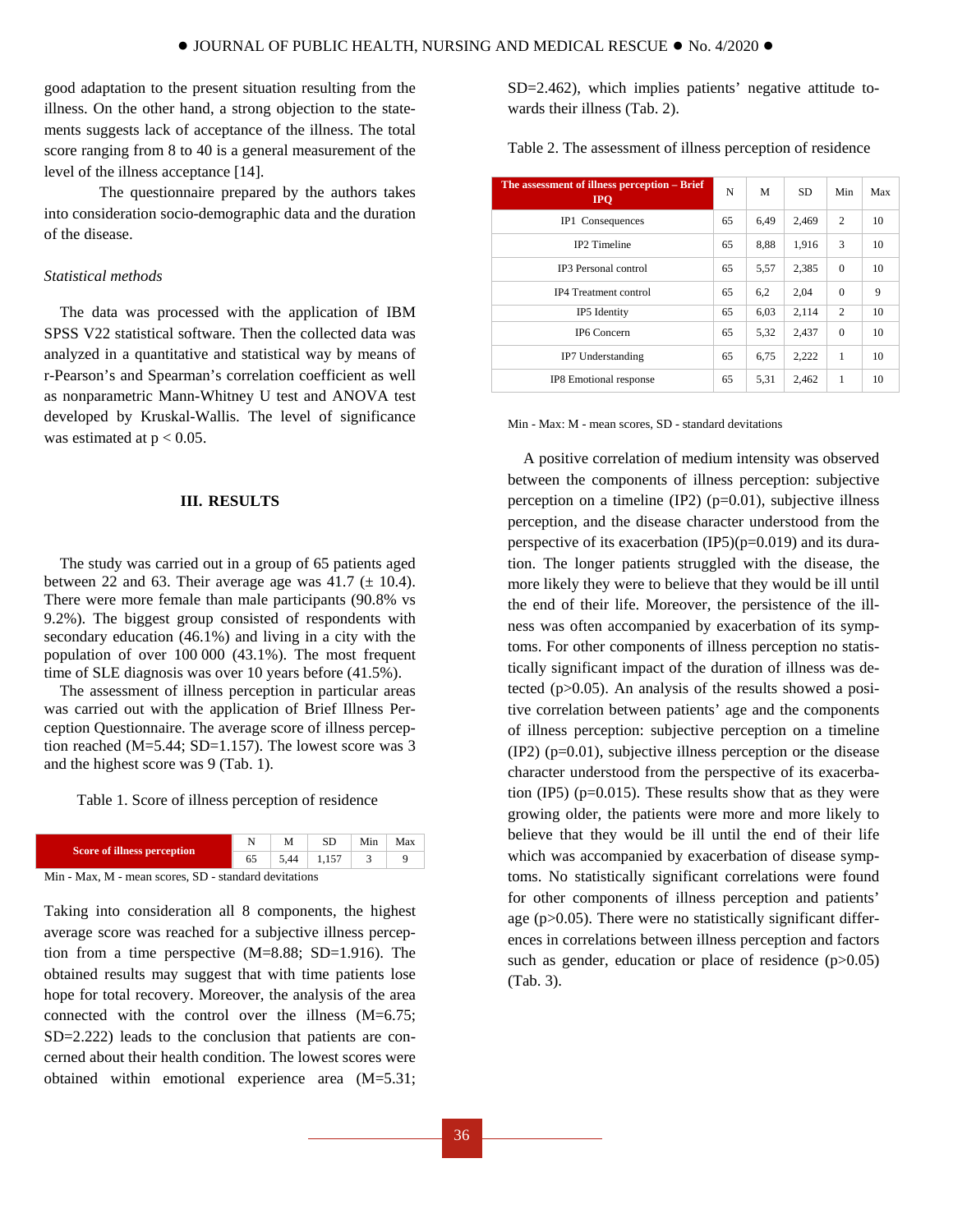good adaptation to the present situation resulting from the illness. On the other hand, a strong objection to the statements suggests lack of acceptance of the illness. The total score ranging from 8 to 40 is a general measurement of the level of the illness acceptance [14].

The questionnaire prepared by the authors takes into consideration socio-demographic data and the duration of the disease.

*Statistical methods*

The data was processed with the application of IBM SPSS V22 statistical software. Then the collected data was analyzed in a quantitative and statistical way by means of r-Pearson's and Spearman's correlation coefficient as well as nonparametric Mann-Whitney U test and ANOVA test developed by Kruskal-Wallis. The level of significance was estimated at $p < 0.05$.

## III. RESULTS

The study was carried out in a group of 65 patients aged between 22 and 63. Their average age was 41.7 (± 10.4). There were more female than male participants (90.8% vs 9.2%). The biggest group consisted of respondents with secondary education (46.1%) and living in a city with the population of over 100 000 (43.1%). The most frequent time of SLE diagnosis was over 10 years before (41.5%).

The assessment of illness perception in particular areas was carried out with the application of Brief Illness Perception Questionnaire. The average score of illness perception reached (M=5.44; SD=1.157). The lowest score was 3 and the highest score was 9 (Tab. 1).

Table 1. Score of illness perception of residence

| | N | M | SD | Min | Max |
|---|---|---|---|---|---|
| **Score of illness perception** | 65 | 5,44 | 1,157 | 3 | 9 |

Min - Max, M - mean scores, SD - standard devitations

Taking into consideration all 8 components, the highest average score was reached for a subjective illness perception from a time perspective (M=8.88; SD=1.916). The obtained results may suggest that with time patients lose hope for total recovery. Moreover, the analysis of the area connected with the control over the illness (M=6.75; SD=2.222) leads to the conclusion that patients are concerned about their health condition. The lowest scores were obtained within emotional experience area (M=5.31; SD=2.462), which implies patients' negative attitude towards their illness (Tab. 2).

Table 2. The assessment of illness perception of residence

| The assessment of illness perception – Brief IPQ | N | M | SD | Min | Max |
|---|---|---|---|---|---|
| IP1 Consequences | 65 | 6,49 | 2,469 | 2 | 10 |
| IP2 Timeline | 65 | 8,88 | 1,916 | 3 | 10 |
| IP3 Personal control | 65 | 5,57 | 2,385 | 0 | 10 |
| IP4 Treatment control | 65 | 6,2 | 2,04 | 0 | 9 |
| IP5 Identity | 65 | 6,03 | 2,114 | 2 | 10 |
| IP6 Concern | 65 | 5,32 | 2,437 | 0 | 10 |
| IP7 Understanding | 65 | 6,75 | 2,222 | 1 | 10 |
| IP8 Emotional response | 65 | 5,31 | 2,462 | 1 | 10 |

Min - Max: M - mean scores, SD - standard devitations

A positive correlation of medium intensity was observed between the components of illness perception: subjective perception on a timeline (IP2) (p=0.01), subjective illness perception, and the disease character understood from the perspective of its exacerbation (IP5)(p=0.019) and its duration. The longer patients struggled with the disease, the more likely they were to believe that they would be ill until the end of their life. Moreover, the persistence of the illness was often accompanied by exacerbation of its symptoms. For other components of illness perception no statistically significant impact of the duration of illness was detected (p>0.05). An analysis of the results showed a positive correlation between patients' age and the components of illness perception: subjective perception on a timeline (IP2) (p=0.01), subjective illness perception or the disease character understood from the perspective of its exacerbation (IP5) (p=0.015). These results show that as they were growing older, the patients were more and more likely to believe that they would be ill until the end of their life which was accompanied by exacerbation of disease symptoms. No statistically significant correlations were found for other components of illness perception and patients' age (p>0.05). There were no statistically significant differences in correlations between illness perception and factors such as gender, education or place of residence (p>0.05) (Tab. 3).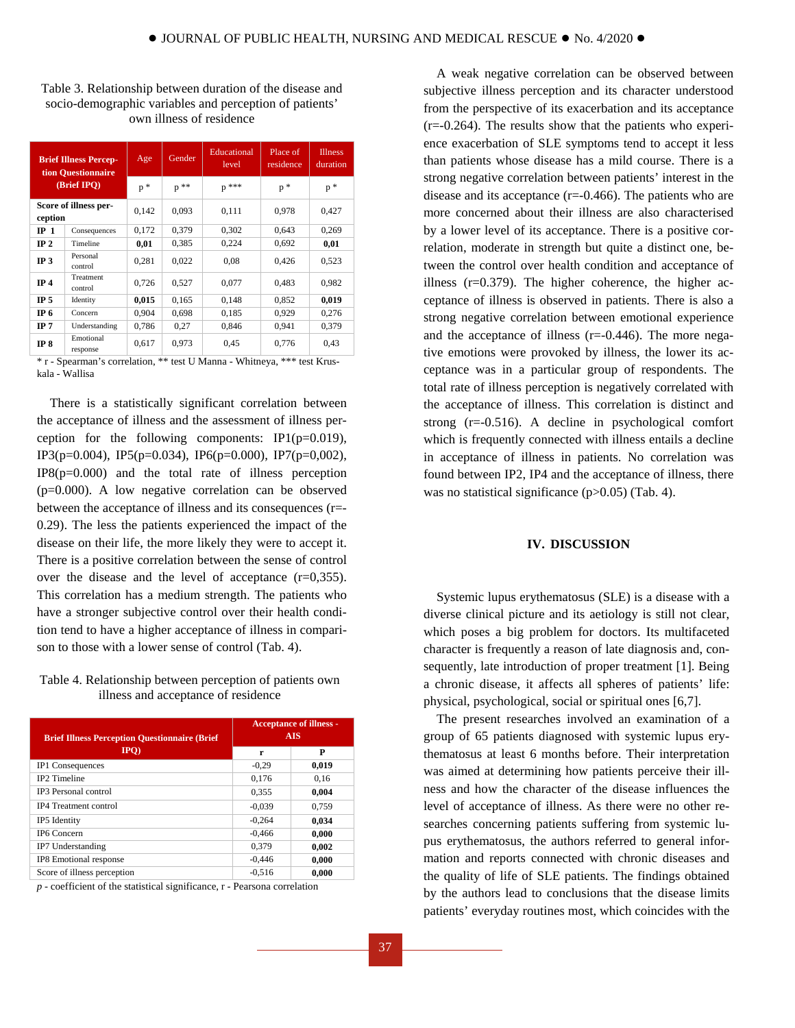Table 3. Relationship between duration of the disease and socio-demographic variables and perception of patients' own illness of residence

| Brief Illness Perception Questionnaire (Brief IPQ) | | Age | Gender | Educational level | Place of residence | Illness duration |
|---|---|---|---|---|---|---|
| | | p * | p ** | p *** | p * | p * |
| **Score of illness perception** | | 0,142 | 0,093 | 0,111 | 0,978 | 0,427 |
| **IP 1** | Consequences | 0,172 | 0,379 | 0,302 | 0,643 | 0,269 |
| **IP 2** | Timeline | **0,01** | 0,385 | 0,224 | 0,692 | **0,01** |
| **IP 3** | Personal control | 0,281 | 0,022 | 0,08 | 0,426 | 0,523 |
| **IP 4** | Treatment control | 0,726 | 0,527 | 0,077 | 0,483 | 0,982 |
| **IP 5** | Identity | **0,015** | 0,165 | 0,148 | 0,852 | **0,019** |
| **IP 6** | Concern | 0,904 | 0,698 | 0,185 | 0,929 | 0,276 |
| **IP 7** | Understanding | 0,786 | 0,27 | 0,846 | 0,941 | 0,379 |
| **IP 8** | Emotional response | 0,617 | 0,973 | 0,45 | 0,776 | 0,43 |

\* r - Spearman's correlation, ** test U Manna - Whitneya, *** test Kruskala - Wallisa

There is a statistically significant correlation between the acceptance of illness and the assessment of illness perception for the following components: IP1($p=0.019$), IP3($p=0.004$), IP5($p=0.034$), IP6($p=0.000$), IP7($p=0,002$), IP8($p=0.000$) and the total rate of illness perception ($p=0.000$). A low negative correlation can be observed between the acceptance of illness and its consequences ($r=-0.29$). The less the patients experienced the impact of the disease on their life, the more likely they were to accept it. There is a positive correlation between the sense of control over the disease and the level of acceptance ($r=0,355$). This correlation has a medium strength. The patients who have a stronger subjective control over their health condition tend to have a higher acceptance of illness in comparison to those with a lower sense of control (Tab. 4).

Table 4. Relationship between perception of patients own illness and acceptance of residence

| Brief Illness Perception Questionnaire (Brief IPQ) | Acceptance of illness - AIS | |
|---|---|---|
| | r | P |
| IP1 Consequences | -0,29 | **0,019** |
| IP2 Timeline | 0,176 | 0,16 |
| IP3 Personal control | 0,355 | **0,004** |
| IP4 Treatment control | -0,039 | 0,759 |
| IP5 Identity | -0,264 | **0,034** |
| IP6 Concern | -0,466 | **0,000** |
| IP7 Understanding | 0,379 | **0,002** |
| IP8 Emotional response | -0,446 | **0,000** |
| Score of illness perception | -0,516 | **0,000** |

*p* - coefficient of the statistical significance, r - Pearsona correlation

A weak negative correlation can be observed between subjective illness perception and its character understood from the perspective of its exacerbation and its acceptance ($r=-0.264$). The results show that the patients who experience exacerbation of SLE symptoms tend to accept it less than patients whose disease has a mild course. There is a strong negative correlation between patients' interest in the disease and its acceptance ($r=-0.466$). The patients who are more concerned about their illness are also characterised by a lower level of its acceptance. There is a positive correlation, moderate in strength but quite a distinct one, between the control over health condition and acceptance of illness ($r=0.379$). The higher coherence, the higher acceptance of illness is observed in patients. There is also a strong negative correlation between emotional experience and the acceptance of illness ($r=-0.446$). The more negative emotions were provoked by illness, the lower its acceptance was in a particular group of respondents. The total rate of illness perception is negatively correlated with the acceptance of illness. This correlation is distinct and strong ($r=-0.516$). A decline in psychological comfort which is frequently connected with illness entails a decline in acceptance of illness in patients. No correlation was found between IP2, IP4 and the acceptance of illness, there was no statistical significance ($p>0.05$) (Tab. 4).

## IV. DISCUSSION

Systemic lupus erythematosus (SLE) is a disease with a diverse clinical picture and its aetiology is still not clear, which poses a big problem for doctors. Its multifaceted character is frequently a reason of late diagnosis and, consequently, late introduction of proper treatment [1]. Being a chronic disease, it affects all spheres of patients' life: physical, psychological, social or spiritual ones [6,7].

The present researches involved an examination of a group of 65 patients diagnosed with systemic lupus erythematosus at least 6 months before. Their interpretation was aimed at determining how patients perceive their illness and how the character of the disease influences the level of acceptance of illness. As there were no other researches concerning patients suffering from systemic lupus erythematosus, the authors referred to general information and reports connected with chronic diseases and the quality of life of SLE patients. The findings obtained by the authors lead to conclusions that the disease limits patients' everyday routines most, which coincides with the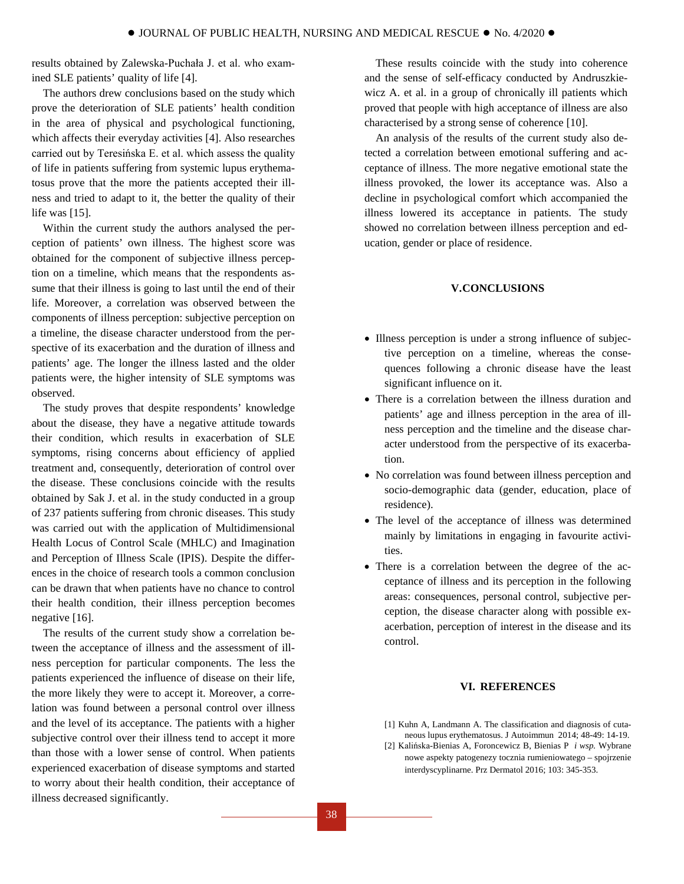results obtained by Zalewska-Puchała J. et al. who examined SLE patients' quality of life [4].

The authors drew conclusions based on the study which prove the deterioration of SLE patients' health condition in the area of physical and psychological functioning, which affects their everyday activities [4]. Also researches carried out by Teresińska E. et al. which assess the quality of life in patients suffering from systemic lupus erythematosus prove that the more the patients accepted their illness and tried to adapt to it, the better the quality of their life was [15].

Within the current study the authors analysed the perception of patients' own illness. The highest score was obtained for the component of subjective illness perception on a timeline, which means that the respondents assume that their illness is going to last until the end of their life. Moreover, a correlation was observed between the components of illness perception: subjective perception on a timeline, the disease character understood from the perspective of its exacerbation and the duration of illness and patients' age. The longer the illness lasted and the older patients were, the higher intensity of SLE symptoms was observed.

The study proves that despite respondents' knowledge about the disease, they have a negative attitude towards their condition, which results in exacerbation of SLE symptoms, rising concerns about efficiency of applied treatment and, consequently, deterioration of control over the disease. These conclusions coincide with the results obtained by Sak J. et al. in the study conducted in a group of 237 patients suffering from chronic diseases. This study was carried out with the application of Multidimensional Health Locus of Control Scale (MHLC) and Imagination and Perception of Illness Scale (IPIS). Despite the differences in the choice of research tools a common conclusion can be drawn that when patients have no chance to control their health condition, their illness perception becomes negative [16].

The results of the current study show a correlation between the acceptance of illness and the assessment of illness perception for particular components. The less the patients experienced the influence of disease on their life, the more likely they were to accept it. Moreover, a correlation was found between a personal control over illness and the level of its acceptance. The patients with a higher subjective control over their illness tend to accept it more than those with a lower sense of control. When patients experienced exacerbation of disease symptoms and started to worry about their health condition, their acceptance of illness decreased significantly.

These results coincide with the study into coherence and the sense of self-efficacy conducted by Andruszkiewicz A. et al. in a group of chronically ill patients which proved that people with high acceptance of illness are also characterised by a strong sense of coherence [10].

An analysis of the results of the current study also detected a correlation between emotional suffering and acceptance of illness. The more negative emotional state the illness provoked, the lower its acceptance was. Also a decline in psychological comfort which accompanied the illness lowered its acceptance in patients. The study showed no correlation between illness perception and education, gender or place of residence.

## V. CONCLUSIONS

- Illness perception is under a strong influence of subjective perception on a timeline, whereas the consequences following a chronic disease have the least significant influence on it.
- There is a correlation between the illness duration and patients' age and illness perception in the area of illness perception and the timeline and the disease character understood from the perspective of its exacerbation.
- No correlation was found between illness perception and socio-demographic data (gender, education, place of residence).
- The level of the acceptance of illness was determined mainly by limitations in engaging in favourite activities.
- There is a correlation between the degree of the acceptance of illness and its perception in the following areas: consequences, personal control, subjective perception, the disease character along with possible exacerbation, perception of interest in the disease and its control.

## VI. REFERENCES

[1] Kuhn A, Landmann A. The classification and diagnosis of cutaneous lupus erythematosus. J Autoimmun 2014; 48-49: 14-19.

[2] Kalińska-Bienias A, Foroncewicz B, Bienias P *i wsp.* Wybrane nowe aspekty patogenezy tocznia rumieniowatego – spojrzenie interdyscyplinarne. Prz Dermatol 2016; 103: 345-353.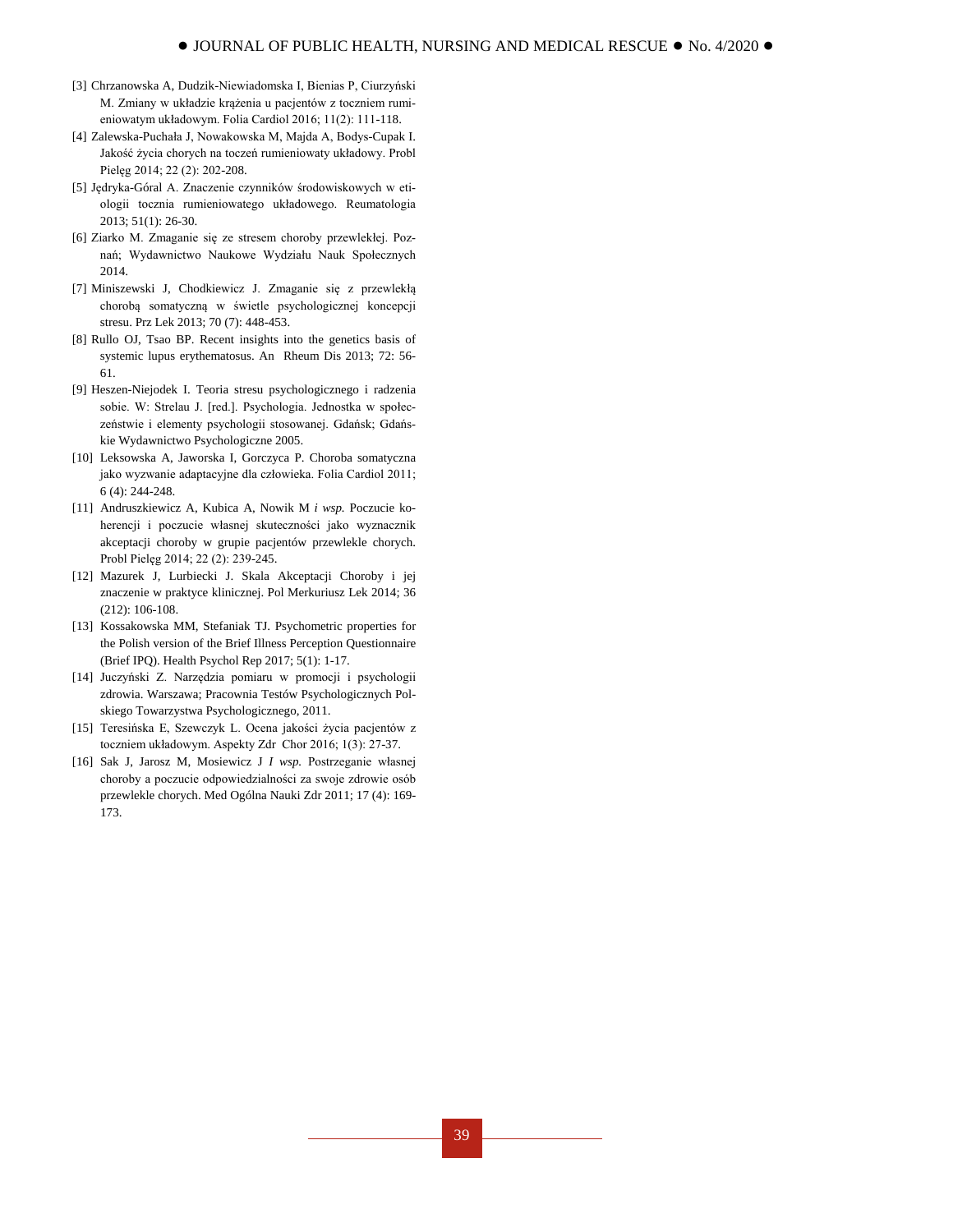[3] Chrzanowska A, Dudzik-Niewiadomska I, Bienias P, Ciurzyński M. Zmiany w układzie krążenia u pacjentów z toczniem rumieniowatym układowym. Folia Cardiol 2016; 11(2): 111-118.

[4] Zalewska-Puchała J, Nowakowska M, Majda A, Bodys-Cupak I. Jakość życia chorych na toczeń rumieniowaty układowy. Probl Pielęg 2014; 22 (2): 202-208.

[5] Jędryka-Góral A. Znaczenie czynników środowiskowych w etiologii tocznia rumieniowatego układowego. Reumatologia 2013; 51(1): 26-30.

[6] Ziarko M. Zmaganie się ze stresem choroby przewlekłej. Poznań; Wydawnictwo Naukowe Wydziału Nauk Społecznych 2014.

[7] Miniszewski J, Chodkiewicz J. Zmaganie się z przewlekłą chorobą somatyczną w świetle psychologicznej koncepcji stresu. Prz Lek 2013; 70 (7): 448-453.

[8] Rullo OJ, Tsao BP. Recent insights into the genetics basis of systemic lupus erythematosus. An Rheum Dis 2013; 72: 56-61.

[9] Heszen-Niejodek I. Teoria stresu psychologicznego i radzenia sobie. W: Strelau J. [red.]. Psychologia. Jednostka w społeczeństwie i elementy psychologii stosowanej. Gdańsk; Gdańskie Wydawnictwo Psychologiczne 2005.

[10] Leksowska A, Jaworska I, Gorczyca P. Choroba somatyczna jako wyzwanie adaptacyjne dla człowieka. Folia Cardiol 2011; 6 (4): 244-248.

[11] Andruszkiewicz A, Kubica A, Nowik M *i wsp.* Poczucie koherencji i poczucie własnej skuteczności jako wyznacznik akceptacji choroby w grupie pacjentów przewlekle chorych. Probl Pielęg 2014; 22 (2): 239-245.

[12] Mazurek J, Lurbiecki J. Skala Akceptacji Choroby i jej znaczenie w praktyce klinicznej. Pol Merkuriusz Lek 2014; 36 (212): 106-108.

[13] Kossakowska MM, Stefaniak TJ. Psychometric properties for the Polish version of the Brief Illness Perception Questionnaire (Brief IPQ). Health Psychol Rep 2017; 5(1): 1-17.

[14] Juczyński Z. Narzędzia pomiaru w promocji i psychologii zdrowia. Warszawa; Pracownia Testów Psychologicznych Polskiego Towarzystwa Psychologicznego, 2011.

[15] Teresińska E, Szewczyk L. Ocena jakości życia pacjentów z toczniem układowym. Aspekty Zdr Chor 2016; 1(3): 27-37.

[16] Sak J, Jarosz M, Mosiewicz J *I wsp.* Postrzeganie własnej choroby a poczucie odpowiedzialności za swoje zdrowie osób przewlekle chorych. Med Ogólna Nauki Zdr 2011; 17 (4): 169-173.